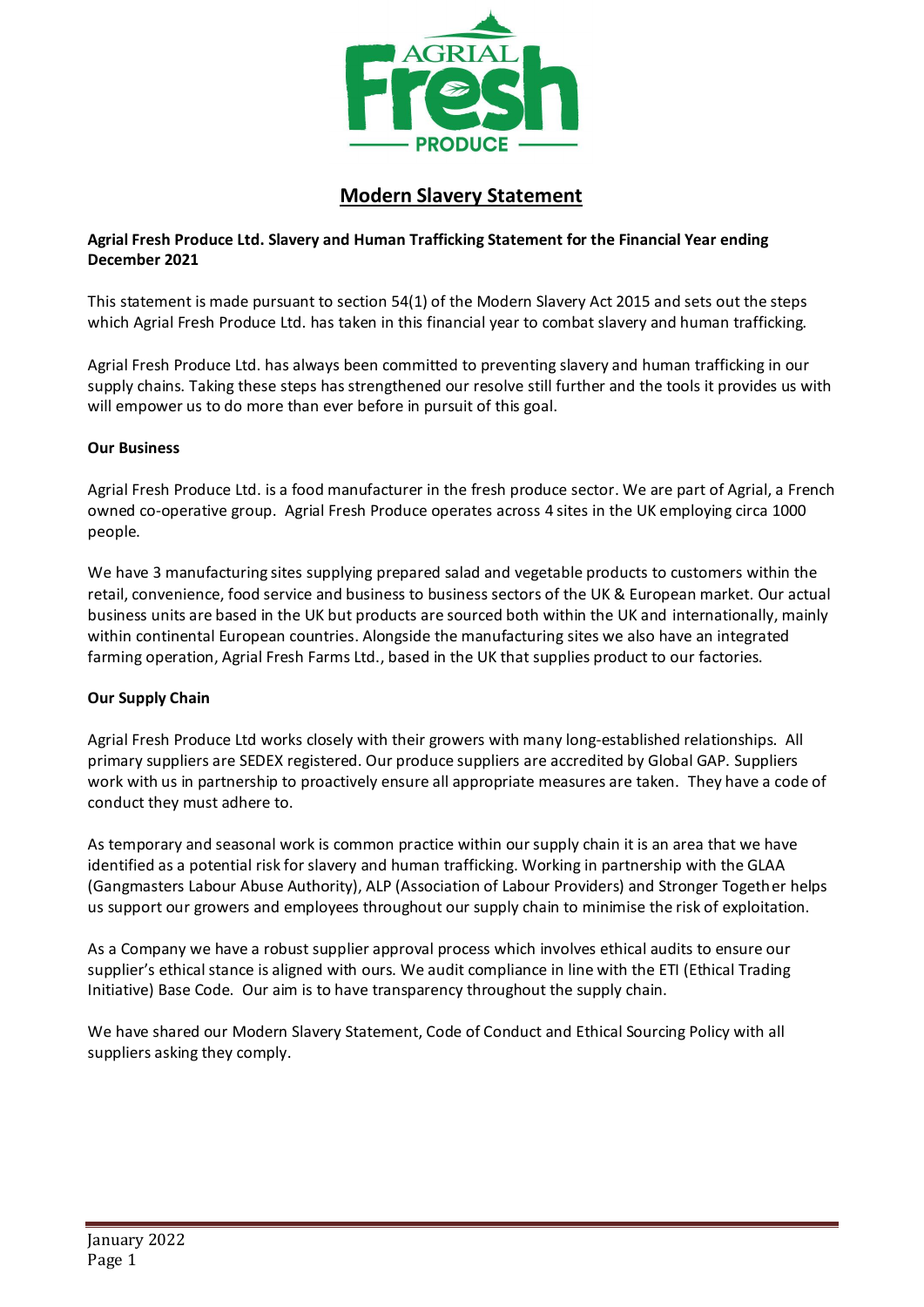# Modern Slavery Statement

**Agrial Fresh Produce Ltd. Slavery and Human Trafficking Statement for the Financial Year ending December 2021**

This statement is made pursuant to section 54(1) of the Modern Slavery Act 2015 and sets out the steps which Agrial Fresh Produce Ltd. has taken in this financial year to combat slavery and human trafficking.

Agrial Fresh Produce Ltd. has always been committed to preventing slavery and human trafficking in our supply chains. Taking these steps has strengthened our resolve still further and the tools it provides us with will empower us to do more than ever before in pursuit of this goal.

**Our Business**

Agrial Fresh Produce Ltd. is a food manufacturer in the fresh produce sector. We are part of Agrial, a French owned co-operative group. Agrial Fresh Produce operates across 4 sites in the UK employing circa 1000 people.

We have 3 manufacturing sites supplying prepared salad and vegetable products to customers within the retail, convenience, food service and business to business sectors of the UK & European market. Our actual business units are based in the UK but products are sourced both within the UK and internationally, mainly within continental European countries. Alongside the manufacturing sites we also have an integrated farming operation, Agrial Fresh Farms Ltd., based in the UK that supplies product to our factories.

**Our Supply Chain**

Agrial Fresh Produce Ltd works closely with their growers with many long-established relationships. All primary suppliers are SEDEX registered. Our produce suppliers are accredited by Global GAP. Suppliers work with us in partnership to proactively ensure all appropriate measures are taken. They have a code of conduct they must adhere to.

As temporary and seasonal work is common practice within our supply chain it is an area that we have identified as a potential risk for slavery and human trafficking. Working in partnership with the GLAA (Gangmasters Labour Abuse Authority), ALP (Association of Labour Providers) and Stronger Together helps us support our growers and employees throughout our supply chain to minimise the risk of exploitation.

As a Company we have a robust supplier approval process which involves ethical audits to ensure our supplier's ethical stance is aligned with ours. We audit compliance in line with the ETI (Ethical Trading Initiative) Base Code. Our aim is to have transparency throughout the supply chain.

We have shared our Modern Slavery Statement, Code of Conduct and Ethical Sourcing Policy with all suppliers asking they comply.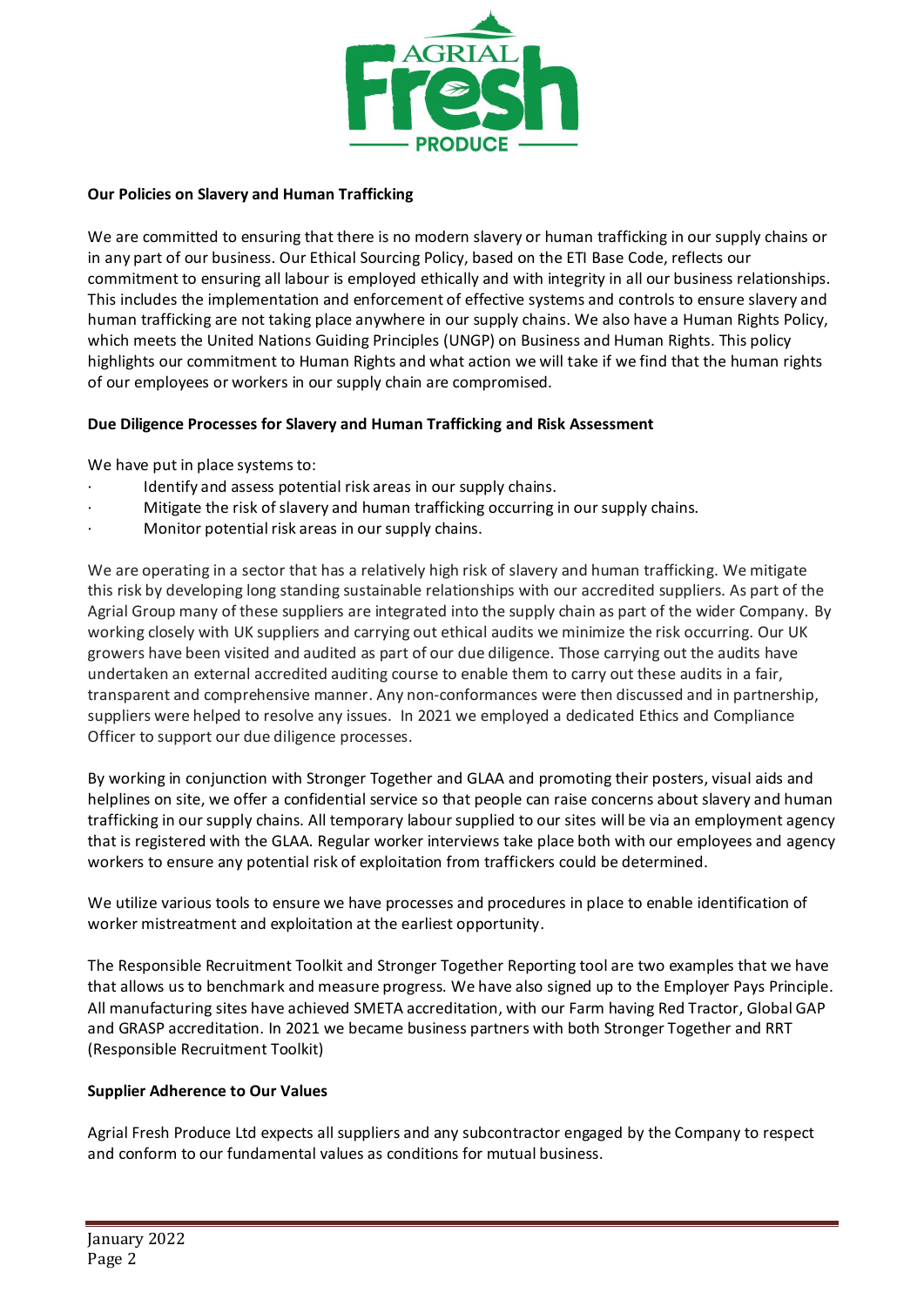**Our Policies on Slavery and Human Trafficking**

We are committed to ensuring that there is no modern slavery or human trafficking in our supply chains or in any part of our business. Our Ethical Sourcing Policy, based on the ETI Base Code, reflects our commitment to ensuring all labour is employed ethically and with integrity in all our business relationships. This includes the implementation and enforcement of effective systems and controls to ensure slavery and human trafficking are not taking place anywhere in our supply chains. We also have a Human Rights Policy, which meets the United Nations Guiding Principles (UNGP) on Business and Human Rights. This policy highlights our commitment to Human Rights and what action we will take if we find that the human rights of our employees or workers in our supply chain are compromised.

**Due Diligence Processes for Slavery and Human Trafficking and Risk Assessment**

We have put in place systems to:

- Identify and assess potential risk areas in our supply chains.
- Mitigate the risk of slavery and human trafficking occurring in our supply chains.
- Monitor potential risk areas in our supply chains.

We are operating in a sector that has a relatively high risk of slavery and human trafficking. We mitigate this risk by developing long standing sustainable relationships with our accredited suppliers. As part of the Agrial Group many of these suppliers are integrated into the supply chain as part of the wider Company. By working closely with UK suppliers and carrying out ethical audits we minimize the risk occurring. Our UK growers have been visited and audited as part of our due diligence. Those carrying out the audits have undertaken an external accredited auditing course to enable them to carry out these audits in a fair, transparent and comprehensive manner. Any non-conformances were then discussed and in partnership, suppliers were helped to resolve any issues. In 2021 we employed a dedicated Ethics and Compliance Officer to support our due diligence processes.

By working in conjunction with Stronger Together and GLAA and promoting their posters, visual aids and helplines on site, we offer a confidential service so that people can raise concerns about slavery and human trafficking in our supply chains. All temporary labour supplied to our sites will be via an employment agency that is registered with the GLAA. Regular worker interviews take place both with our employees and agency workers to ensure any potential risk of exploitation from traffickers could be determined.

We utilize various tools to ensure we have processes and procedures in place to enable identification of worker mistreatment and exploitation at the earliest opportunity.

The Responsible Recruitment Toolkit and Stronger Together Reporting tool are two examples that we have that allows us to benchmark and measure progress. We have also signed up to the Employer Pays Principle. All manufacturing sites have achieved SMETA accreditation, with our Farm having Red Tractor, Global GAP and GRASP accreditation. In 2021 we became business partners with both Stronger Together and RRT (Responsible Recruitment Toolkit)

**Supplier Adherence to Our Values**

Agrial Fresh Produce Ltd expects all suppliers and any subcontractor engaged by the Company to respect and conform to our fundamental values as conditions for mutual business.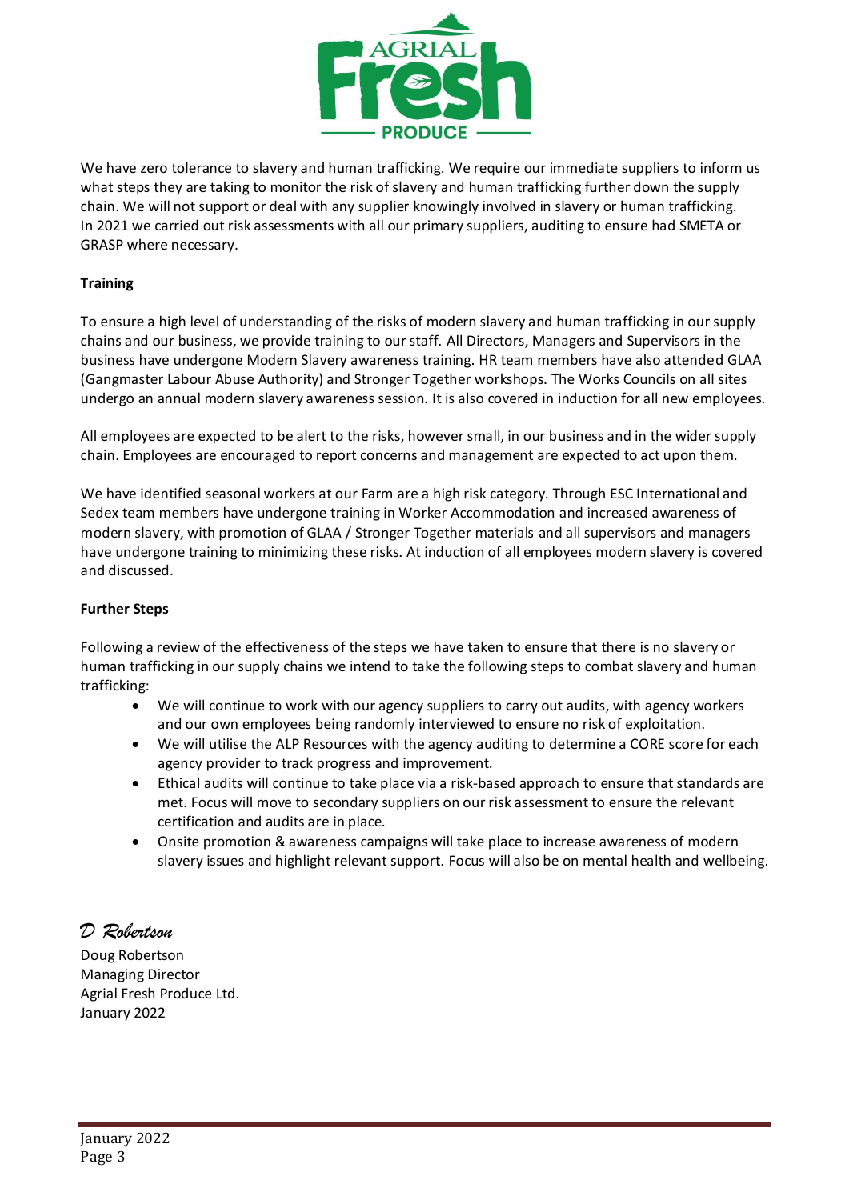We have zero tolerance to slavery and human trafficking. We require our immediate suppliers to inform us what steps they are taking to monitor the risk of slavery and human trafficking further down the supply chain. We will not support or deal with any supplier knowingly involved in slavery or human trafficking. In 2021 we carried out risk assessments with all our primary suppliers, auditing to ensure had SMETA or GRASP where necessary.

**Training**

To ensure a high level of understanding of the risks of modern slavery and human trafficking in our supply chains and our business, we provide training to our staff. All Directors, Managers and Supervisors in the business have undergone Modern Slavery awareness training. HR team members have also attended GLAA (Gangmaster Labour Abuse Authority) and Stronger Together workshops. The Works Councils on all sites undergo an annual modern slavery awareness session. It is also covered in induction for all new employees.

All employees are expected to be alert to the risks, however small, in our business and in the wider supply chain. Employees are encouraged to report concerns and management are expected to act upon them.

We have identified seasonal workers at our Farm are a high risk category. Through ESC International and Sedex team members have undergone training in Worker Accommodation and increased awareness of modern slavery, with promotion of GLAA / Stronger Together materials and all supervisors and managers have undergone training to minimizing these risks. At induction of all employees modern slavery is covered and discussed.

**Further Steps**

Following a review of the effectiveness of the steps we have taken to ensure that there is no slavery or human trafficking in our supply chains we intend to take the following steps to combat slavery and human trafficking:

- We will continue to work with our agency suppliers to carry out audits, with agency workers and our own employees being randomly interviewed to ensure no risk of exploitation.
- We will utilise the ALP Resources with the agency auditing to determine a CORE score for each agency provider to track progress and improvement.
- Ethical audits will continue to take place via a risk-based approach to ensure that standards are met. Focus will move to secondary suppliers on our risk assessment to ensure the relevant certification and audits are in place.
- Onsite promotion & awareness campaigns will take place to increase awareness of modern slavery issues and highlight relevant support. Focus will also be on mental health and wellbeing.

*D Robertson*

Doug Robertson
Managing Director
Agrial Fresh Produce Ltd.
January 2022